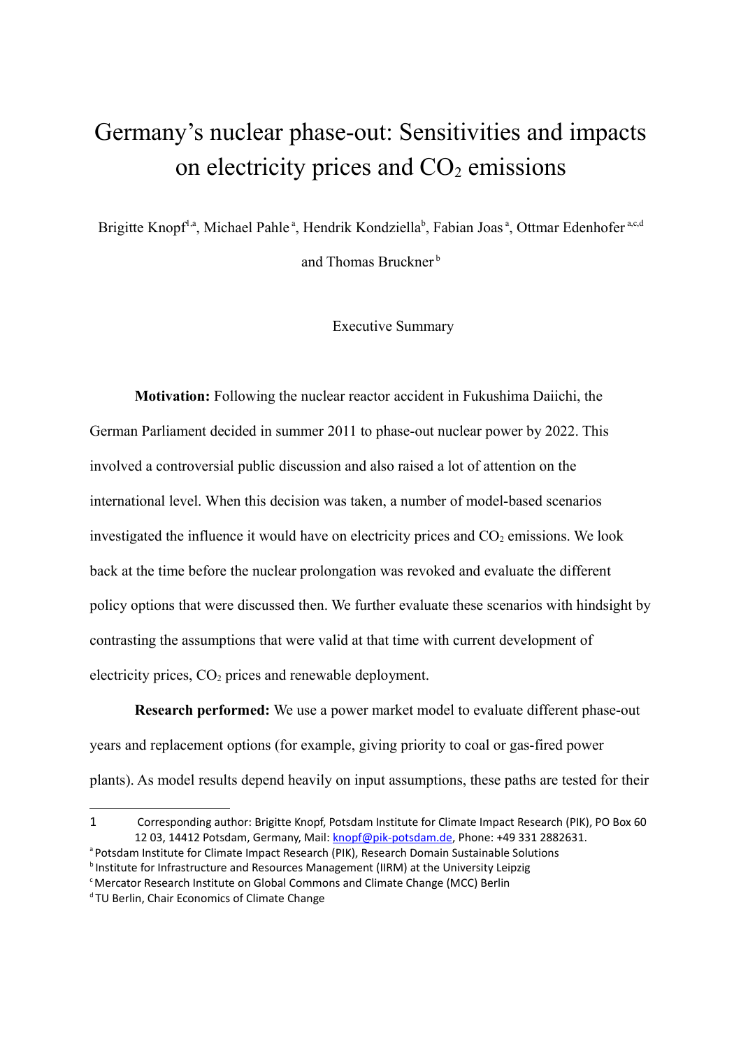# Germany's nuclear phase-out: Sensitivities and impacts on electricity prices and $CO_2$ emissions

Brigitte Knopf[1,a], Michael Pahle[a], Hendrik Kondziella[b], Fabian Joas[a], Ottmar Edenhofer[a,c,d] and Thomas Bruckner[b]

Executive Summary

**Motivation:** Following the nuclear reactor accident in Fukushima Daiichi, the German Parliament decided in summer 2011 to phase-out nuclear power by 2022. This involved a controversial public discussion and also raised a lot of attention on the international level. When this decision was taken, a number of model-based scenarios investigated the influence it would have on electricity prices and $CO_2$ emissions. We look back at the time before the nuclear prolongation was revoked and evaluate the different policy options that were discussed then. We further evaluate these scenarios with hindsight by contrasting the assumptions that were valid at that time with current development of electricity prices, $CO_2$ prices and renewable deployment.

**Research performed:** We use a power market model to evaluate different phase-out years and replacement options (for example, giving priority to coal or gas-fired power plants). As model results depend heavily on input assumptions, these paths are tested for their

---

1 Corresponding author: Brigitte Knopf, Potsdam Institute for Climate Impact Research (PIK), PO Box 60 12 03, 14412 Potsdam, Germany, Mail: knopf@pik-potsdam.de, Phone: +49 331 2882631.

[a] Potsdam Institute for Climate Impact Research (PIK), Research Domain Sustainable Solutions

[b] Institute for Infrastructure and Resources Management (IIRM) at the University Leipzig

[c] Mercator Research Institute on Global Commons and Climate Change (MCC) Berlin

[d] TU Berlin, Chair Economics of Climate Change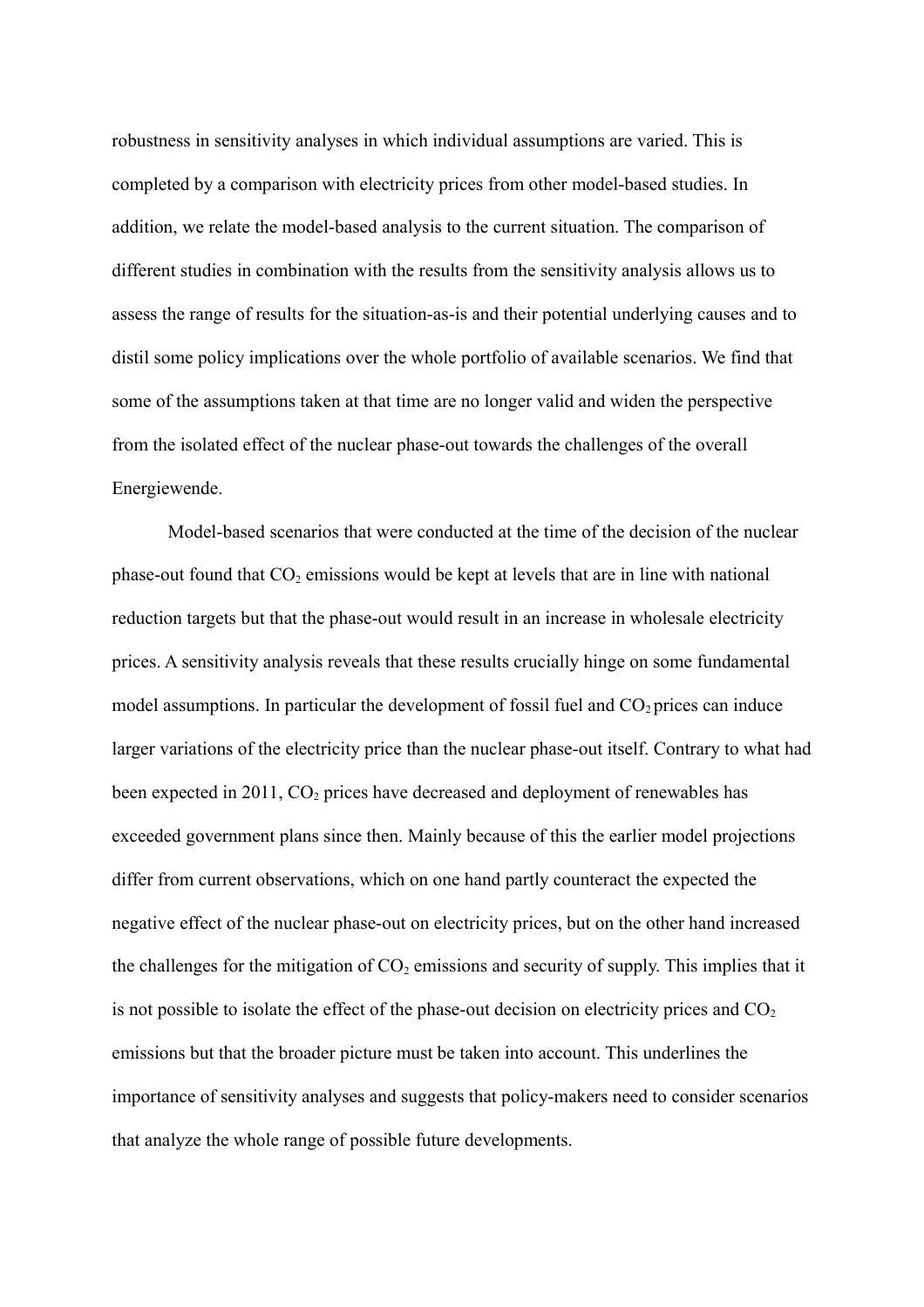robustness in sensitivity analyses in which individual assumptions are varied. This is completed by a comparison with electricity prices from other model-based studies. In addition, we relate the model-based analysis to the current situation. The comparison of different studies in combination with the results from the sensitivity analysis allows us to assess the range of results for the situation-as-is and their potential underlying causes and to distil some policy implications over the whole portfolio of available scenarios. We find that some of the assumptions taken at that time are no longer valid and widen the perspective from the isolated effect of the nuclear phase-out towards the challenges of the overall Energiewende.

Model-based scenarios that were conducted at the time of the decision of the nuclear phase-out found that $CO_2$ emissions would be kept at levels that are in line with national reduction targets but that the phase-out would result in an increase in wholesale electricity prices. A sensitivity analysis reveals that these results crucially hinge on some fundamental model assumptions. In particular the development of fossil fuel and $CO_2$ prices can induce larger variations of the electricity price than the nuclear phase-out itself. Contrary to what had been expected in 2011, $CO_2$ prices have decreased and deployment of renewables has exceeded government plans since then. Mainly because of this the earlier model projections differ from current observations, which on one hand partly counteract the expected the negative effect of the nuclear phase-out on electricity prices, but on the other hand increased the challenges for the mitigation of $CO_2$ emissions and security of supply. This implies that it is not possible to isolate the effect of the phase-out decision on electricity prices and $CO_2$ emissions but that the broader picture must be taken into account. This underlines the importance of sensitivity analyses and suggests that policy-makers need to consider scenarios that analyze the whole range of possible future developments.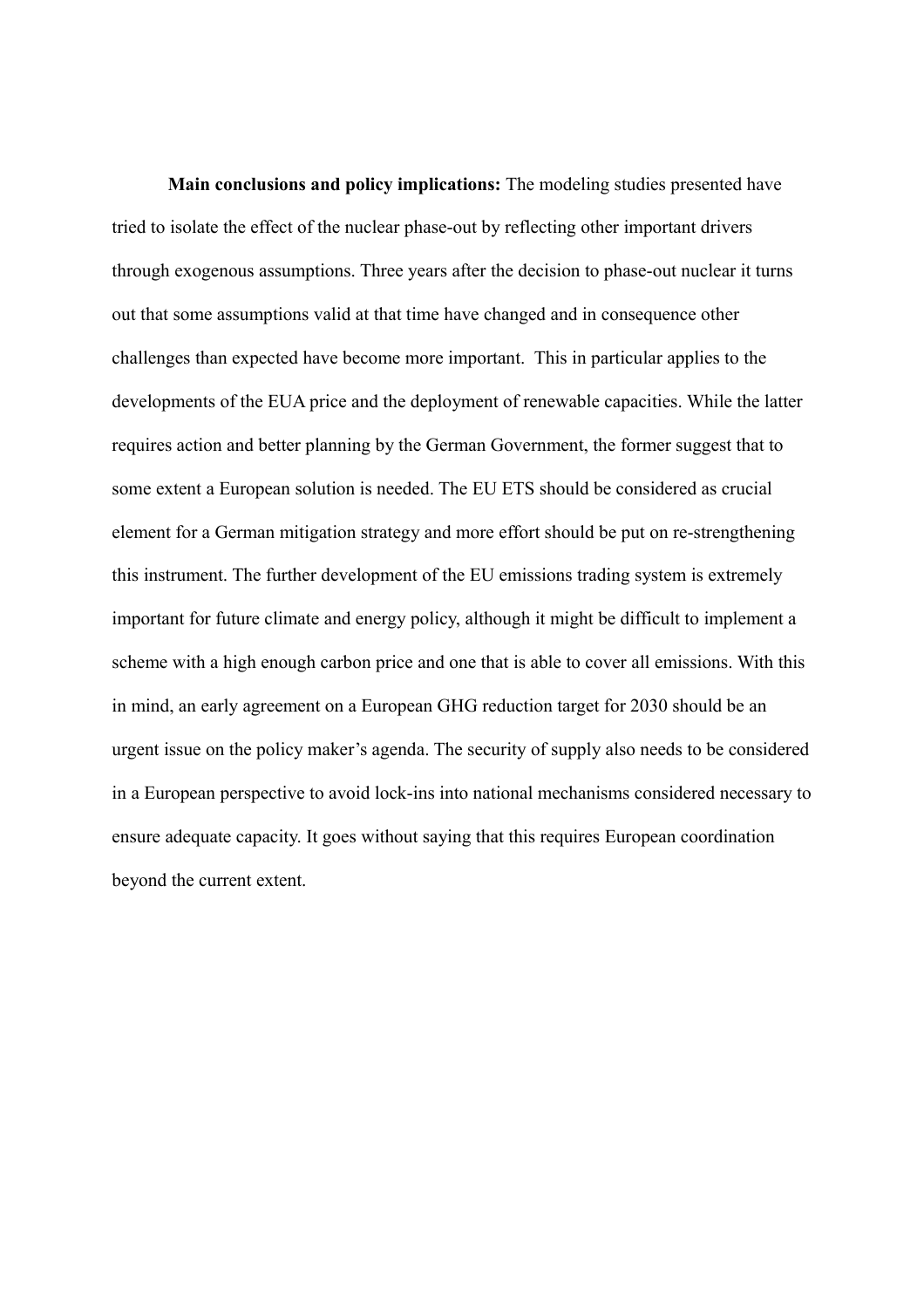**Main conclusions and policy implications:** The modeling studies presented have tried to isolate the effect of the nuclear phase-out by reflecting other important drivers through exogenous assumptions. Three years after the decision to phase-out nuclear it turns out that some assumptions valid at that time have changed and in consequence other challenges than expected have become more important. This in particular applies to the developments of the EUA price and the deployment of renewable capacities. While the latter requires action and better planning by the German Government, the former suggest that to some extent a European solution is needed. The EU ETS should be considered as crucial element for a German mitigation strategy and more effort should be put on re-strengthening this instrument. The further development of the EU emissions trading system is extremely important for future climate and energy policy, although it might be difficult to implement a scheme with a high enough carbon price and one that is able to cover all emissions. With this in mind, an early agreement on a European GHG reduction target for 2030 should be an urgent issue on the policy maker's agenda. The security of supply also needs to be considered in a European perspective to avoid lock-ins into national mechanisms considered necessary to ensure adequate capacity. It goes without saying that this requires European coordination beyond the current extent.